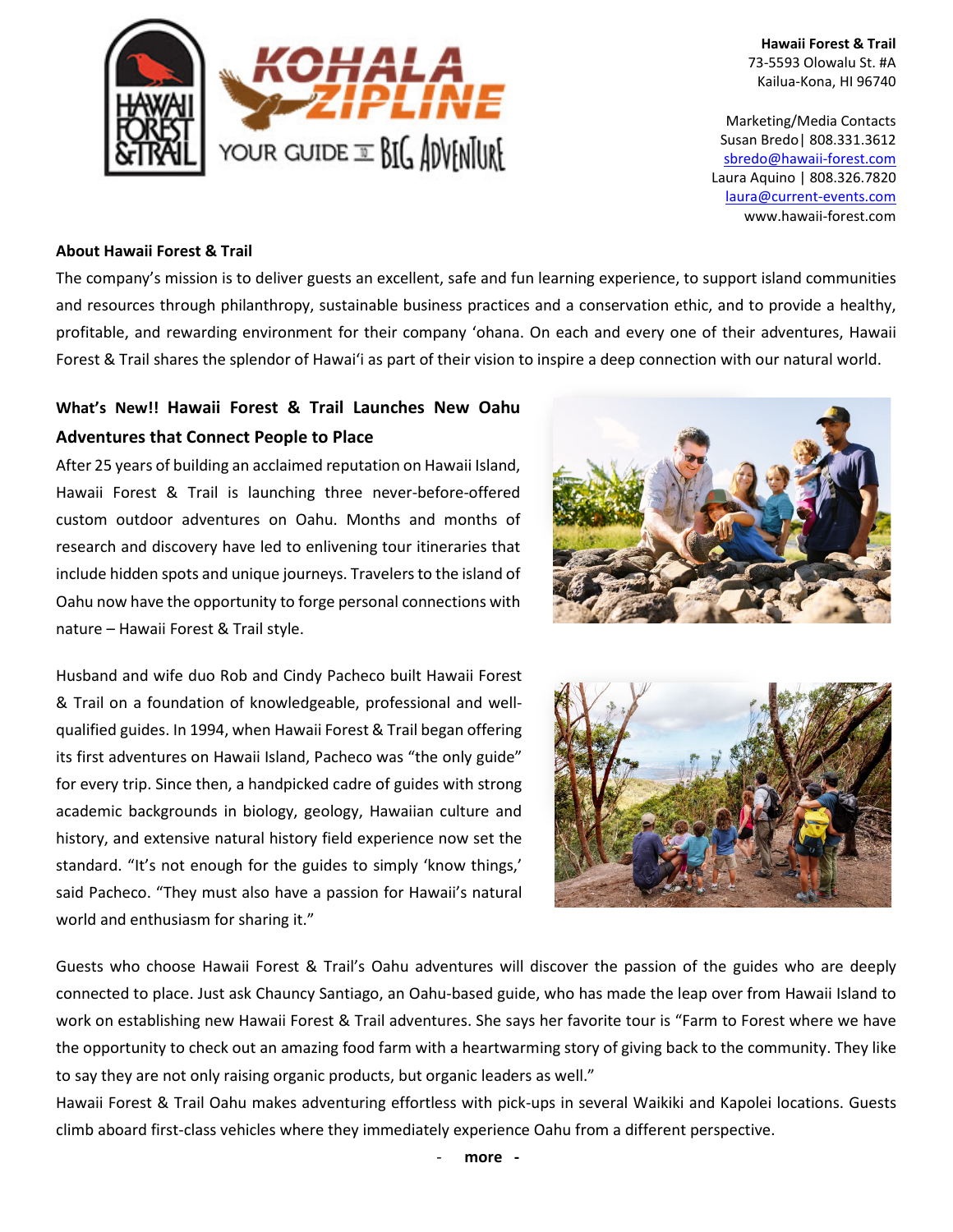**Hawaii Forest & Trail**
73-5593 Olowalu St. #A
Kailua-Kona, HI 96740

Marketing/Media Contacts
Susan Bredo| 808.331.3612
sbredo@hawaii-forest.com
Laura Aquino | 808.326.7820
laura@current-events.com
www.hawaii-forest.com

**About Hawaii Forest & Trail**

The company's mission is to deliver guests an excellent, safe and fun learning experience, to support island communities and resources through philanthropy, sustainable business practices and a conservation ethic, and to provide a healthy, profitable, and rewarding environment for their company 'ohana. On each and every one of their adventures, Hawaii Forest & Trail shares the splendor of Hawai'i as part of their vision to inspire a deep connection with our natural world.

**What's New!! Hawaii Forest & Trail Launches New Oahu Adventures that Connect People to Place**

After 25 years of building an acclaimed reputation on Hawaii Island, Hawaii Forest & Trail is launching three never-before-offered custom outdoor adventures on Oahu. Months and months of research and discovery have led to enlivening tour itineraries that include hidden spots and unique journeys. Travelers to the island of Oahu now have the opportunity to forge personal connections with nature – Hawaii Forest & Trail style.

Husband and wife duo Rob and Cindy Pacheco built Hawaii Forest & Trail on a foundation of knowledgeable, professional and well-qualified guides. In 1994, when Hawaii Forest & Trail began offering its first adventures on Hawaii Island, Pacheco was "the only guide" for every trip. Since then, a handpicked cadre of guides with strong academic backgrounds in biology, geology, Hawaiian culture and history, and extensive natural history field experience now set the standard. "It's not enough for the guides to simply 'know things,' said Pacheco. "They must also have a passion for Hawaii's natural world and enthusiasm for sharing it."

Guests who choose Hawaii Forest & Trail's Oahu adventures will discover the passion of the guides who are deeply connected to place. Just ask Chauncy Santiago, an Oahu-based guide, who has made the leap over from Hawaii Island to work on establishing new Hawaii Forest & Trail adventures. She says her favorite tour is "Farm to Forest where we have the opportunity to check out an amazing food farm with a heartwarming story of giving back to the community. They like to say they are not only raising organic products, but organic leaders as well."

Hawaii Forest & Trail Oahu makes adventuring effortless with pick-ups in several Waikiki and Kapolei locations. Guests climb aboard first-class vehicles where they immediately experience Oahu from a different perspective.

- more -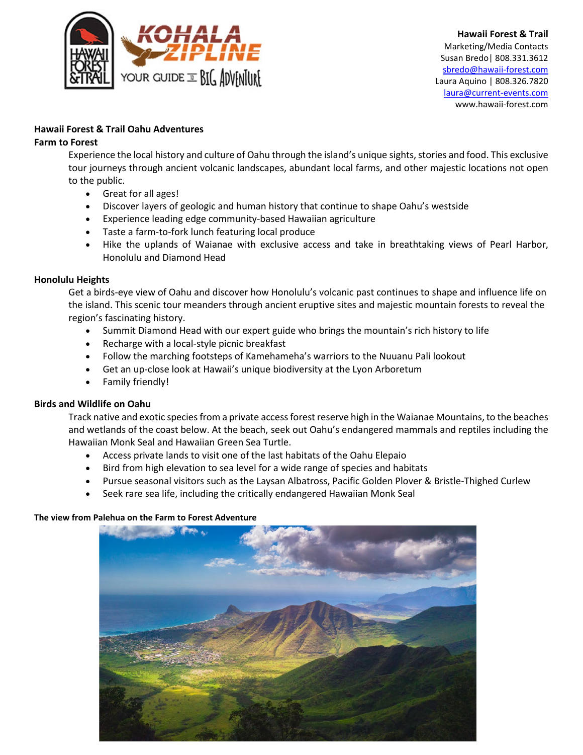**Hawaii Forest & Trail**
Marketing/Media Contacts
Susan Bredo| 808.331.3612
sbredo@hawaii-forest.com
Laura Aquino | 808.326.7820
laura@current-events.com
www.hawaii-forest.com

## Hawaii Forest & Trail Oahu Adventures

### Farm to Forest

Experience the local history and culture of Oahu through the island's unique sights, stories and food. This exclusive tour journeys through ancient volcanic landscapes, abundant local farms, and other majestic locations not open to the public.

- Great for all ages!
- Discover layers of geologic and human history that continue to shape Oahu's westside
- Experience leading edge community-based Hawaiian agriculture
- Taste a farm-to-fork lunch featuring local produce
- Hike the uplands of Waianae with exclusive access and take in breathtaking views of Pearl Harbor, Honolulu and Diamond Head

### Honolulu Heights

Get a birds-eye view of Oahu and discover how Honolulu's volcanic past continues to shape and influence life on the island. This scenic tour meanders through ancient eruptive sites and majestic mountain forests to reveal the region's fascinating history.

- Summit Diamond Head with our expert guide who brings the mountain's rich history to life
- Recharge with a local-style picnic breakfast
- Follow the marching footsteps of Kamehameha's warriors to the Nuuanu Pali lookout
- Get an up-close look at Hawaii's unique biodiversity at the Lyon Arboretum
- Family friendly!

### Birds and Wildlife on Oahu

Track native and exotic species from a private access forest reserve high in the Waianae Mountains, to the beaches and wetlands of the coast below. At the beach, seek out Oahu's endangered mammals and reptiles including the Hawaiian Monk Seal and Hawaiian Green Sea Turtle.

- Access private lands to visit one of the last habitats of the Oahu Elepaio
- Bird from high elevation to sea level for a wide range of species and habitats
- Pursue seasonal visitors such as the Laysan Albatross, Pacific Golden Plover & Bristle-Thighed Curlew
- Seek rare sea life, including the critically endangered Hawaiian Monk Seal

**The view from Palehua on the Farm to Forest Adventure**